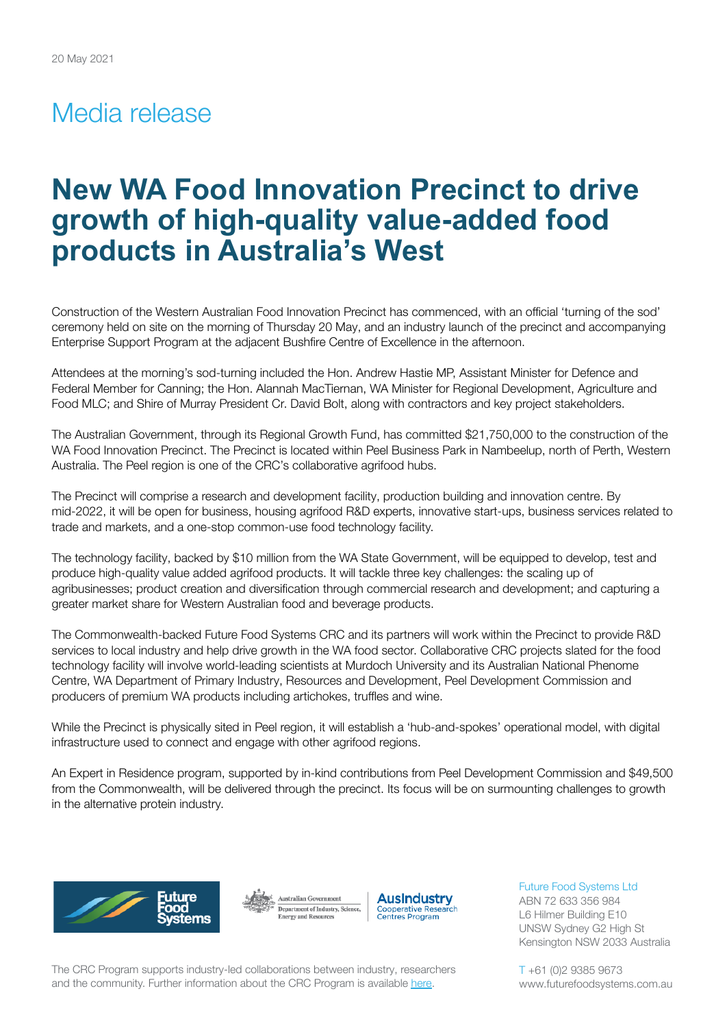20 May 2021

# Media release

# New WA Food Innovation Precinct to drive growth of high-quality value-added food products in Australia's West

Construction of the Western Australian Food Innovation Precinct has commenced, with an official 'turning of the sod' ceremony held on site on the morning of Thursday 20 May, and an industry launch of the precinct and accompanying Enterprise Support Program at the adjacent Bushfire Centre of Excellence in the afternoon.

Attendees at the morning's sod-turning included the Hon. Andrew Hastie MP, Assistant Minister for Defence and Federal Member for Canning; the Hon. Alannah MacTiernan, WA Minister for Regional Development, Agriculture and Food MLC; and Shire of Murray President Cr. David Bolt, along with contractors and key project stakeholders.

The Australian Government, through its Regional Growth Fund, has committed $21,750,000 to the construction of the WA Food Innovation Precinct. The Precinct is located within Peel Business Park in Nambeelup, north of Perth, Western Australia. The Peel region is one of the CRC's collaborative agrifood hubs.

The Precinct will comprise a research and development facility, production building and innovation centre. By mid-2022, it will be open for business, housing agrifood R&D experts, innovative start-ups, business services related to trade and markets, and a one-stop common-use food technology facility.

The technology facility, backed by $10 million from the WA State Government, will be equipped to develop, test and produce high-quality value added agrifood products. It will tackle three key challenges: the scaling up of agribusinesses; product creation and diversification through commercial research and development; and capturing a greater market share for Western Australian food and beverage products.

The Commonwealth-backed Future Food Systems CRC and its partners will work within the Precinct to provide R&D services to local industry and help drive growth in the WA food sector. Collaborative CRC projects slated for the food technology facility will involve world-leading scientists at Murdoch University and its Australian National Phenome Centre, WA Department of Primary Industry, Resources and Development, Peel Development Commission and producers of premium WA products including artichokes, truffles and wine.

While the Precinct is physically sited in Peel region, it will establish a 'hub-and-spokes' operational model, with digital infrastructure used to connect and engage with other agrifood regions.

An Expert in Residence program, supported by in-kind contributions from Peel Development Commission and $49,500 from the Commonwealth, will be delivered through the precinct. Its focus will be on surmounting challenges to growth in the alternative protein industry.

Future Food Systems Ltd
ABN 72 633 356 984
L6 Hilmer Building E10
UNSW Sydney G2 High St
Kensington NSW 2033 Australia

T +61 (0)2 9385 9673
www.futurefoodsystems.com.au

The CRC Program supports industry-led collaborations between industry, researchers and the community. Further information about the CRC Program is available here.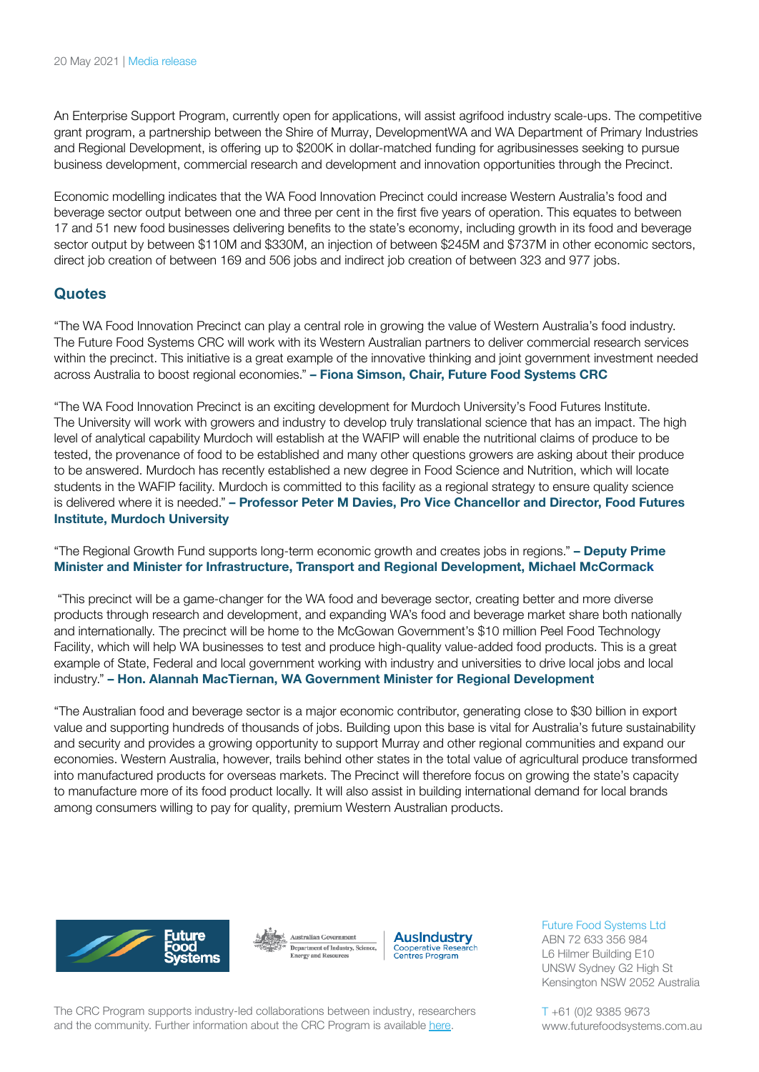An Enterprise Support Program, currently open for applications, will assist agrifood industry scale-ups. The competitive grant program, a partnership between the Shire of Murray, DevelopmentWA and WA Department of Primary Industries and Regional Development, is offering up to $200K in dollar-matched funding for agribusinesses seeking to pursue business development, commercial research and development and innovation opportunities through the Precinct.

Economic modelling indicates that the WA Food Innovation Precinct could increase Western Australia's food and beverage sector output between one and three per cent in the first five years of operation. This equates to between 17 and 51 new food businesses delivering benefits to the state's economy, including growth in its food and beverage sector output by between $110M and $330M, an injection of between $245M and $737M in other economic sectors, direct job creation of between 169 and 506 jobs and indirect job creation of between 323 and 977 jobs.

## Quotes

"The WA Food Innovation Precinct can play a central role in growing the value of Western Australia's food industry. The Future Food Systems CRC will work with its Western Australian partners to deliver commercial research services within the precinct. This initiative is a great example of the innovative thinking and joint government investment needed across Australia to boost regional economies." **– Fiona Simson, Chair, Future Food Systems CRC**

"The WA Food Innovation Precinct is an exciting development for Murdoch University's Food Futures Institute. The University will work with growers and industry to develop truly translational science that has an impact. The high level of analytical capability Murdoch will establish at the WAFIP will enable the nutritional claims of produce to be tested, the provenance of food to be established and many other questions growers are asking about their produce to be answered. Murdoch has recently established a new degree in Food Science and Nutrition, which will locate students in the WAFIP facility. Murdoch is committed to this facility as a regional strategy to ensure quality science is delivered where it is needed." **– Professor Peter M Davies, Pro Vice Chancellor and Director, Food Futures Institute, Murdoch University**

"The Regional Growth Fund supports long-term economic growth and creates jobs in regions." **– Deputy Prime Minister and Minister for Infrastructure, Transport and Regional Development, Michael McCormack**

"This precinct will be a game-changer for the WA food and beverage sector, creating better and more diverse products through research and development, and expanding WA's food and beverage market share both nationally and internationally. The precinct will be home to the McGowan Government's $10 million Peel Food Technology Facility, which will help WA businesses to test and produce high-quality value-added food products. This is a great example of State, Federal and local government working with industry and universities to drive local jobs and local industry." **– Hon. Alannah MacTiernan, WA Government Minister for Regional Development**

"The Australian food and beverage sector is a major economic contributor, generating close to $30 billion in export value and supporting hundreds of thousands of jobs. Building upon this base is vital for Australia's future sustainability and security and provides a growing opportunity to support Murray and other regional communities and expand our economies. Western Australia, however, trails behind other states in the total value of agricultural produce transformed into manufactured products for overseas markets. The Precinct will therefore focus on growing the state's capacity to manufacture more of its food product locally. It will also assist in building international demand for local brands among consumers willing to pay for quality, premium Western Australian products.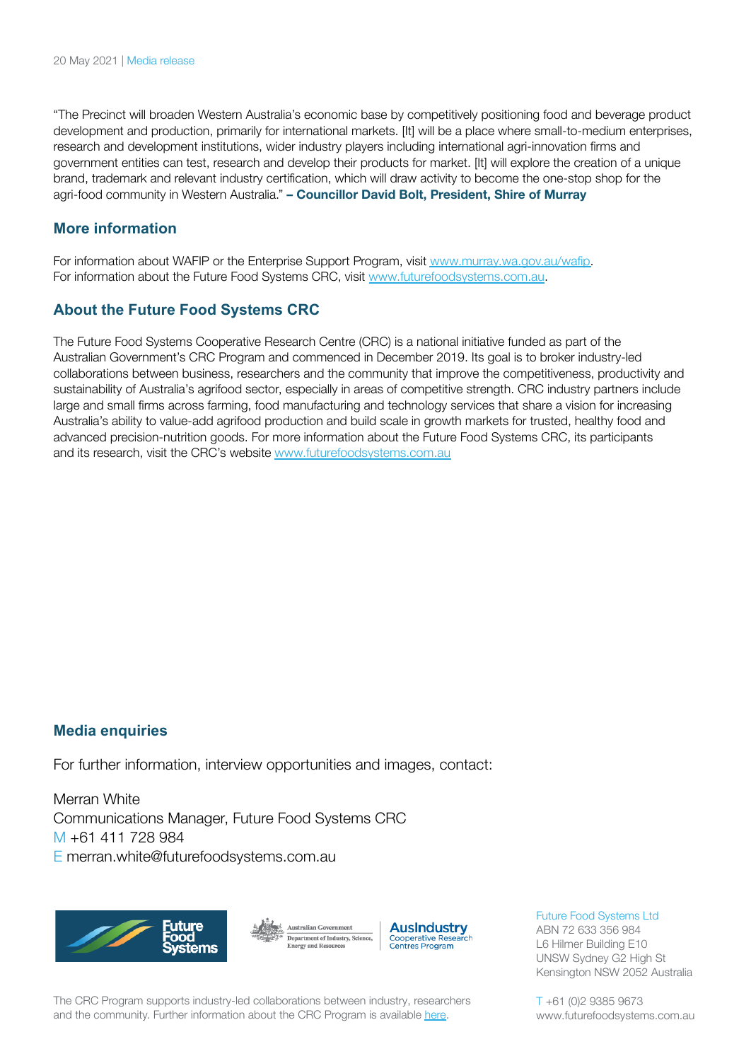"The Precinct will broaden Western Australia's economic base by competitively positioning food and beverage product development and production, primarily for international markets. [It] will be a place where small-to-medium enterprises, research and development institutions, wider industry players including international agri-innovation firms and government entities can test, research and develop their products for market. [It] will explore the creation of a unique brand, trademark and relevant industry certification, which will draw activity to become the one-stop shop for the agri-food community in Western Australia." **– Councillor David Bolt, President, Shire of Murray**

## More information

For information about WAFIP or the Enterprise Support Program, visit www.murray.wa.gov.au/wafip.
For information about the Future Food Systems CRC, visit www.futurefoodsystems.com.au.

## About the Future Food Systems CRC

The Future Food Systems Cooperative Research Centre (CRC) is a national initiative funded as part of the Australian Government's CRC Program and commenced in December 2019. Its goal is to broker industry-led collaborations between business, researchers and the community that improve the competitiveness, productivity and sustainability of Australia's agrifood sector, especially in areas of competitive strength. CRC industry partners include large and small firms across farming, food manufacturing and technology services that share a vision for increasing Australia's ability to value-add agrifood production and build scale in growth markets for trusted, healthy food and advanced precision-nutrition goods. For more information about the Future Food Systems CRC, its participants and its research, visit the CRC's website www.futurefoodsystems.com.au

## Media enquiries

For further information, interview opportunities and images, contact:

Merran White
Communications Manager, Future Food Systems CRC
M +61 411 728 984
E merran.white@futurefoodsystems.com.au

Future Food Systems Ltd
ABN 72 633 356 984
L6 Hilmer Building E10
UNSW Sydney G2 High St
Kensington NSW 2052 Australia

T +61 (0)2 9385 9673
www.futurefoodsystems.com.au

The CRC Program supports industry-led collaborations between industry, researchers and the community. Further information about the CRC Program is available here.